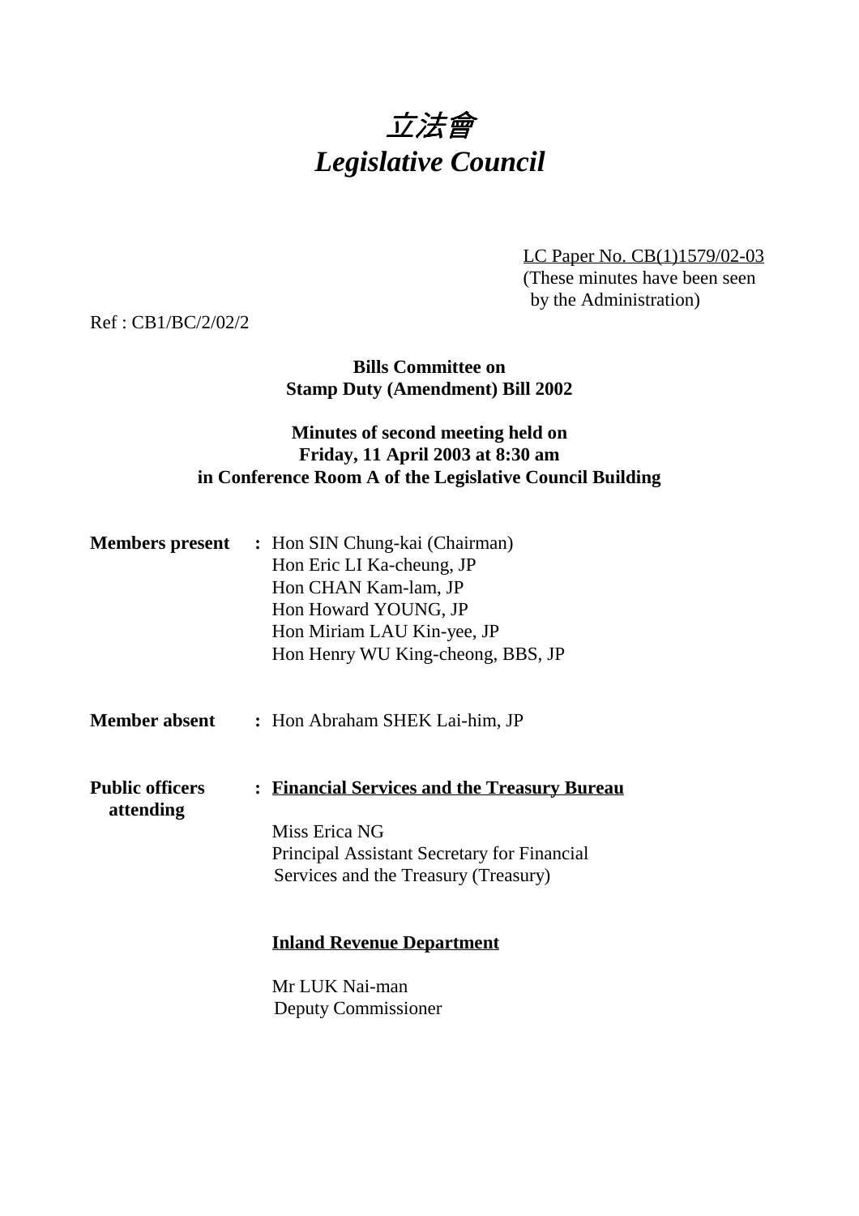# *立法會*
# *Legislative Council*

LC Paper No. CB(1)1579/02-03
(These minutes have been seen by the Administration)

Ref : CB1/BC/2/02/2

**Bills Committee on**
**Stamp Duty (Amendment) Bill 2002**

**Minutes of second meeting held on**
**Friday, 11 April 2003 at 8:30 am**
**in Conference Room A of the Legislative Council Building**

**Members present** : Hon SIN Chung-kai (Chairman)
Hon Eric LI Ka-cheung, JP
Hon CHAN Kam-lam, JP
Hon Howard YOUNG, JP
Hon Miriam LAU Kin-yee, JP
Hon Henry WU King-cheong, BBS, JP

**Member absent** : Hon Abraham SHEK Lai-him, JP

**Public officers attending** : **Financial Services and the Treasury Bureau**

Miss Erica NG
Principal Assistant Secretary for Financial Services and the Treasury (Treasury)

**Inland Revenue Department**

Mr LUK Nai-man
Deputy Commissioner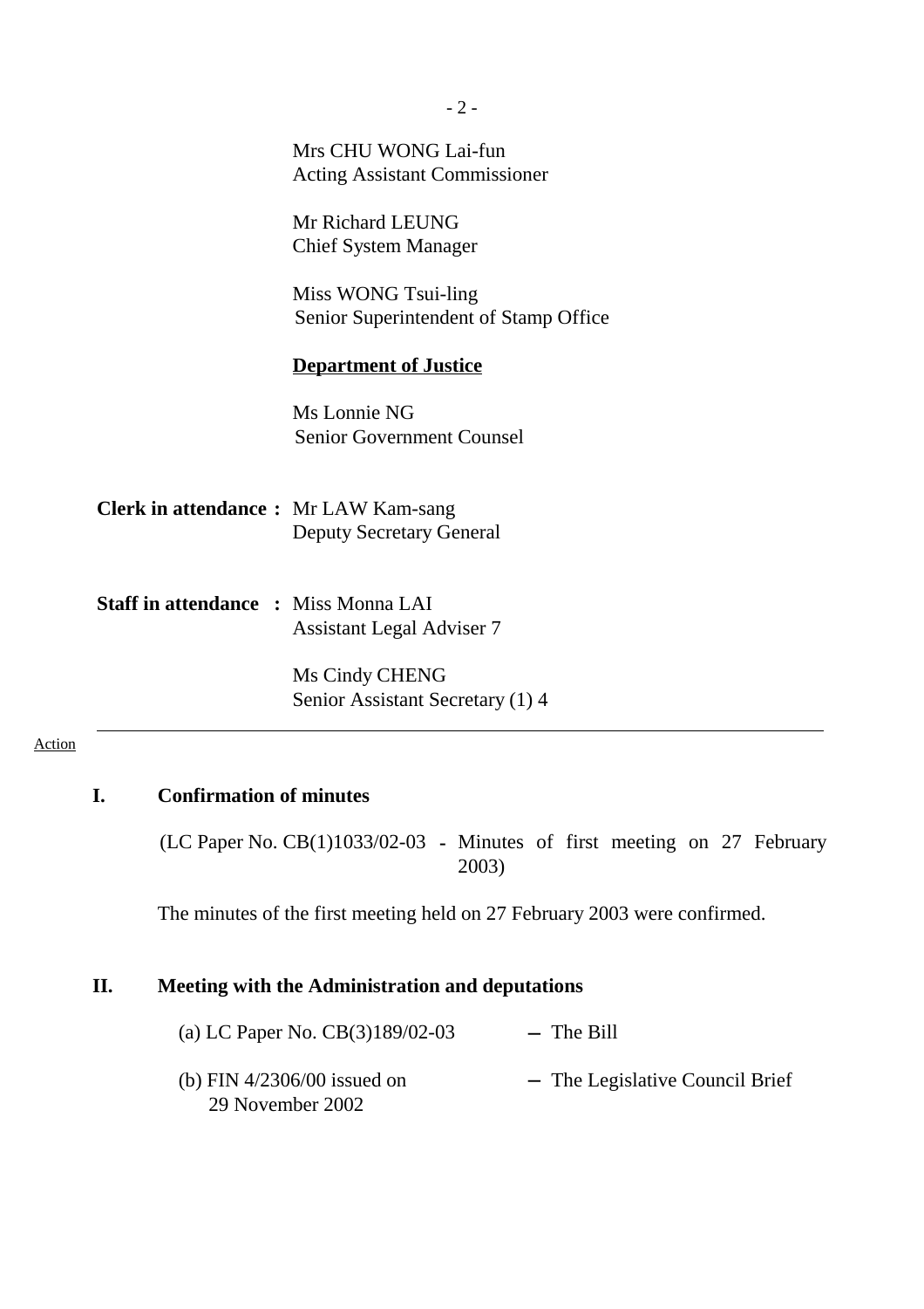Mrs CHU WONG Lai-fun
Acting Assistant Commissioner

Mr Richard LEUNG
Chief System Manager

Miss WONG Tsui-ling
Senior Superintendent of Stamp Office

**Department of Justice**

Ms Lonnie NG
Senior Government Counsel

**Clerk in attendance :** Mr LAW Kam-sang
Deputy Secretary General

**Staff in attendance :** Miss Monna LAI
Assistant Legal Adviser 7

Ms Cindy CHENG
Senior Assistant Secretary (1) 4

---

Action

## I. Confirmation of minutes

(LC Paper No. CB(1)1033/02-03 - Minutes of first meeting on 27 February 2003)

The minutes of the first meeting held on 27 February 2003 were confirmed.

## II. Meeting with the Administration and deputations

(a) LC Paper No. CB(3)189/02-03 – The Bill

(b) FIN 4/2306/00 issued on 29 November 2002 – The Legislative Council Brief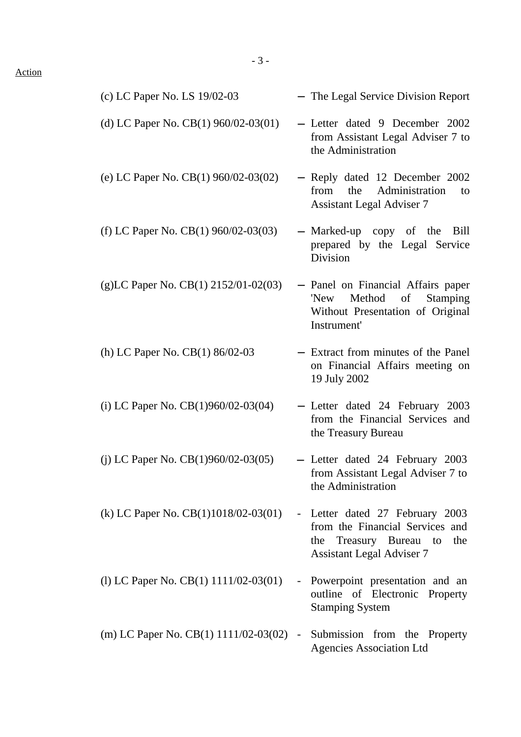Action

| | | |
|---|---|---|
| (c) LC Paper No. LS 19/02-03 | — | The Legal Service Division Report |
| (d) LC Paper No. CB(1) 960/02-03(01) | — | Letter dated 9 December 2002 from Assistant Legal Adviser 7 to the Administration |
| (e) LC Paper No. CB(1) 960/02-03(02) | — | Reply dated 12 December 2002 from the Administration to Assistant Legal Adviser 7 |
| (f) LC Paper No. CB(1) 960/02-03(03) | — | Marked-up copy of the Bill prepared by the Legal Service Division |
| (g)LC Paper No. CB(1) 2152/01-02(03) | — | Panel on Financial Affairs paper 'New Method of Stamping Without Presentation of Original Instrument' |
| (h) LC Paper No. CB(1) 86/02-03 | — | Extract from minutes of the Panel on Financial Affairs meeting on 19 July 2002 |
| (i) LC Paper No. CB(1)960/02-03(04) | — | Letter dated 24 February 2003 from the Financial Services and the Treasury Bureau |
| (j) LC Paper No. CB(1)960/02-03(05) | — | Letter dated 24 February 2003 from Assistant Legal Adviser 7 to the Administration |
| (k) LC Paper No. CB(1)1018/02-03(01) | - | Letter dated 27 February 2003 from the Financial Services and the Treasury Bureau to the Assistant Legal Adviser 7 |
| (l) LC Paper No. CB(1) 1111/02-03(01) | - | Powerpoint presentation and an outline of Electronic Property Stamping System |
| (m) LC Paper No. CB(1) 1111/02-03(02) | - | Submission from the Property Agencies Association Ltd |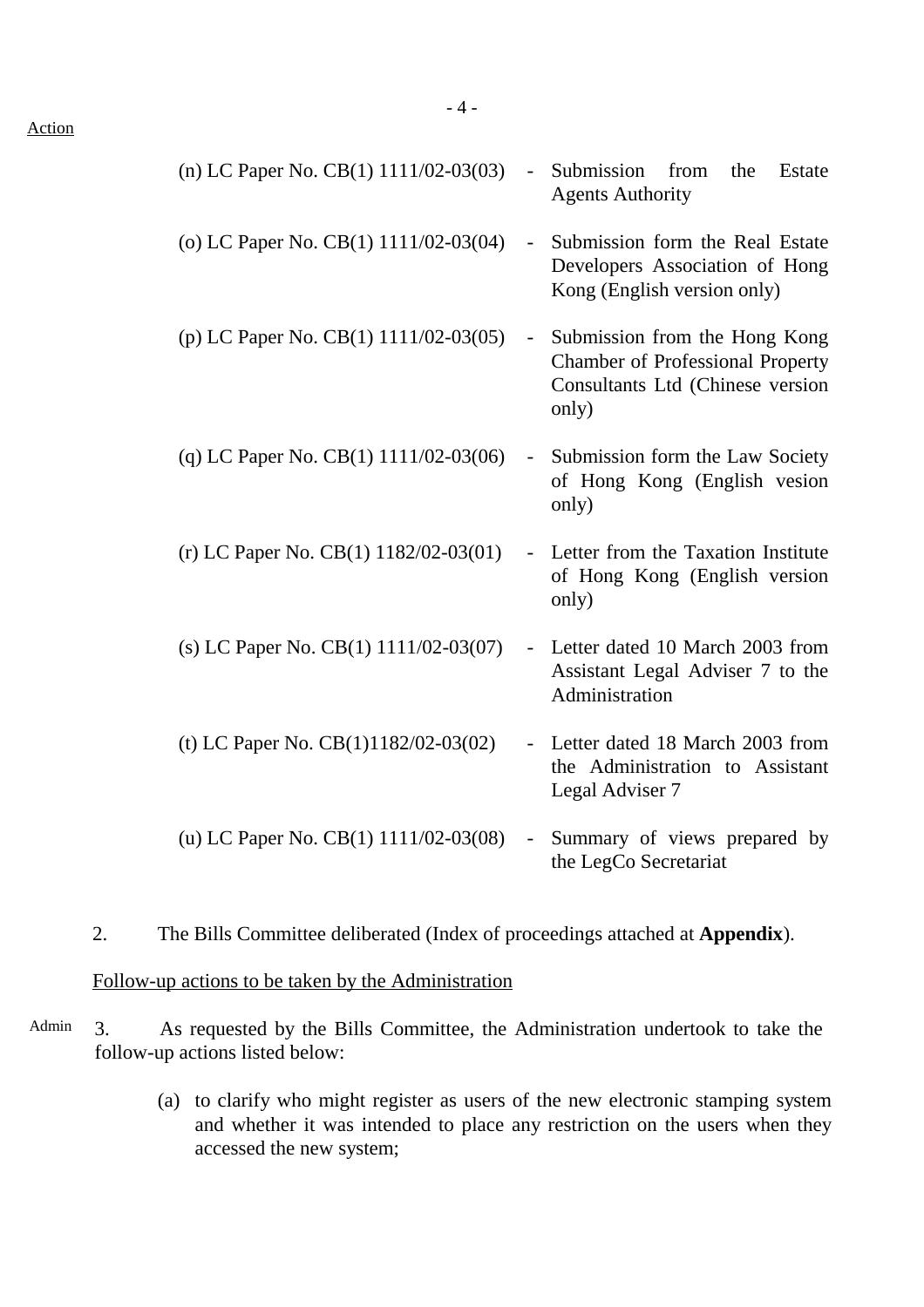Action

(n) LC Paper No. CB(1) 1111/02-03(03) - Submission from the Estate Agents Authority

(o) LC Paper No. CB(1) 1111/02-03(04) - Submission form the Real Estate Developers Association of Hong Kong (English version only)

(p) LC Paper No. CB(1) 1111/02-03(05) - Submission from the Hong Kong Chamber of Professional Property Consultants Ltd (Chinese version only)

(q) LC Paper No. CB(1) 1111/02-03(06) - Submission form the Law Society of Hong Kong (English vesion only)

(r) LC Paper No. CB(1) 1182/02-03(01) - Letter from the Taxation Institute of Hong Kong (English version only)

(s) LC Paper No. CB(1) 1111/02-03(07) - Letter dated 10 March 2003 from Assistant Legal Adviser 7 to the Administration

(t) LC Paper No. CB(1)1182/02-03(02) - Letter dated 18 March 2003 from the Administration to Assistant Legal Adviser 7

(u) LC Paper No. CB(1) 1111/02-03(08) - Summary of views prepared by the LegCo Secretariat

2. The Bills Committee deliberated (Index of proceedings attached at **Appendix**).

Follow-up actions to be taken by the Administration

Admin

3. As requested by the Bills Committee, the Administration undertook to take the follow-up actions listed below:

(a) to clarify who might register as users of the new electronic stamping system and whether it was intended to place any restriction on the users when they accessed the new system;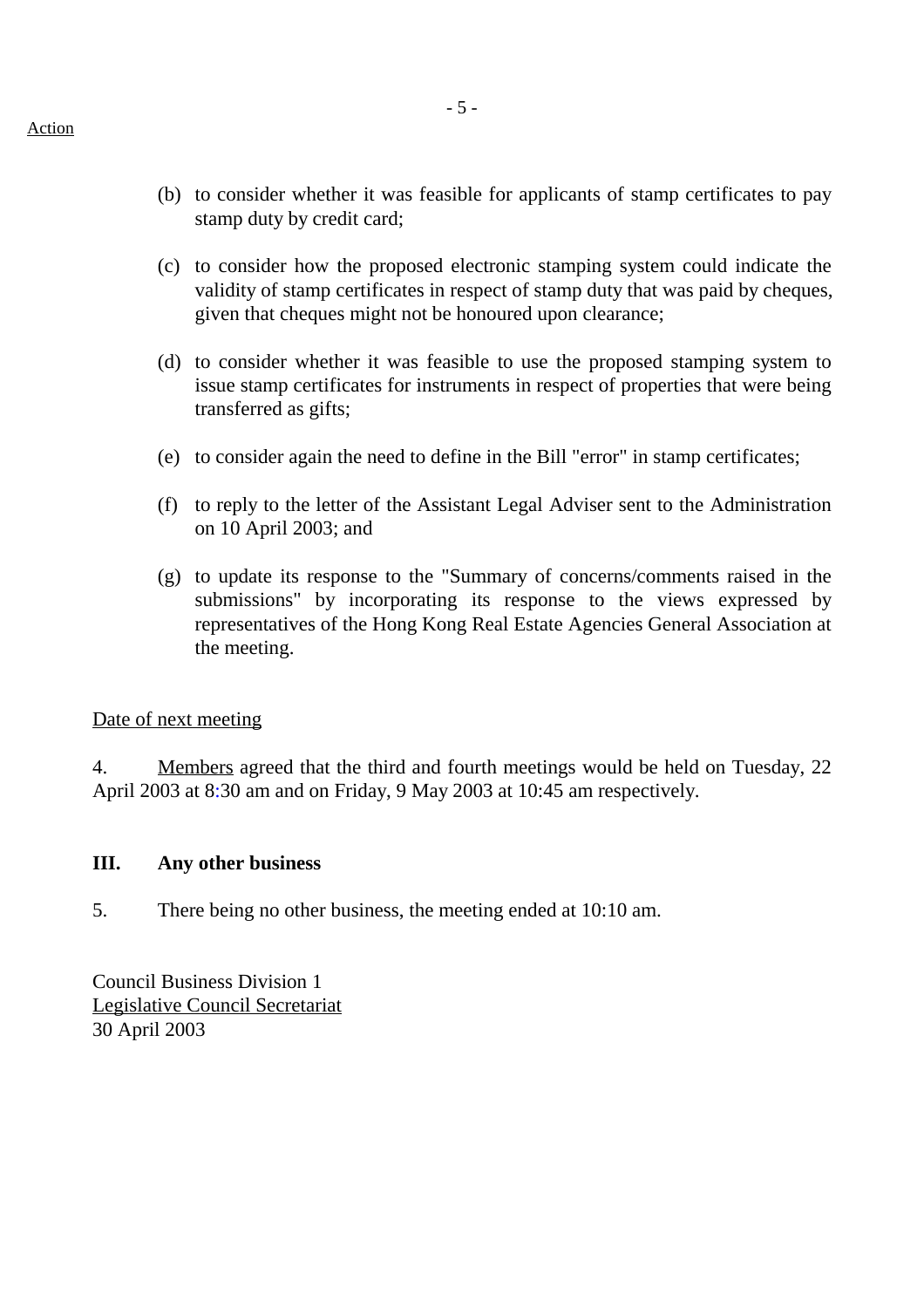Action

(b) to consider whether it was feasible for applicants of stamp certificates to pay stamp duty by credit card;

(c) to consider how the proposed electronic stamping system could indicate the validity of stamp certificates in respect of stamp duty that was paid by cheques, given that cheques might not be honoured upon clearance;

(d) to consider whether it was feasible to use the proposed stamping system to issue stamp certificates for instruments in respect of properties that were being transferred as gifts;

(e) to consider again the need to define in the Bill "error" in stamp certificates;

(f) to reply to the letter of the Assistant Legal Adviser sent to the Administration on 10 April 2003; and

(g) to update its response to the "Summary of concerns/comments raised in the submissions" by incorporating its response to the views expressed by representatives of the Hong Kong Real Estate Agencies General Association at the meeting.

Date of next meeting

4. Members agreed that the third and fourth meetings would be held on Tuesday, 22 April 2003 at 8:30 am and on Friday, 9 May 2003 at 10:45 am respectively.

## III. Any other business

5. There being no other business, the meeting ended at 10:10 am.

Council Business Division 1
Legislative Council Secretariat
30 April 2003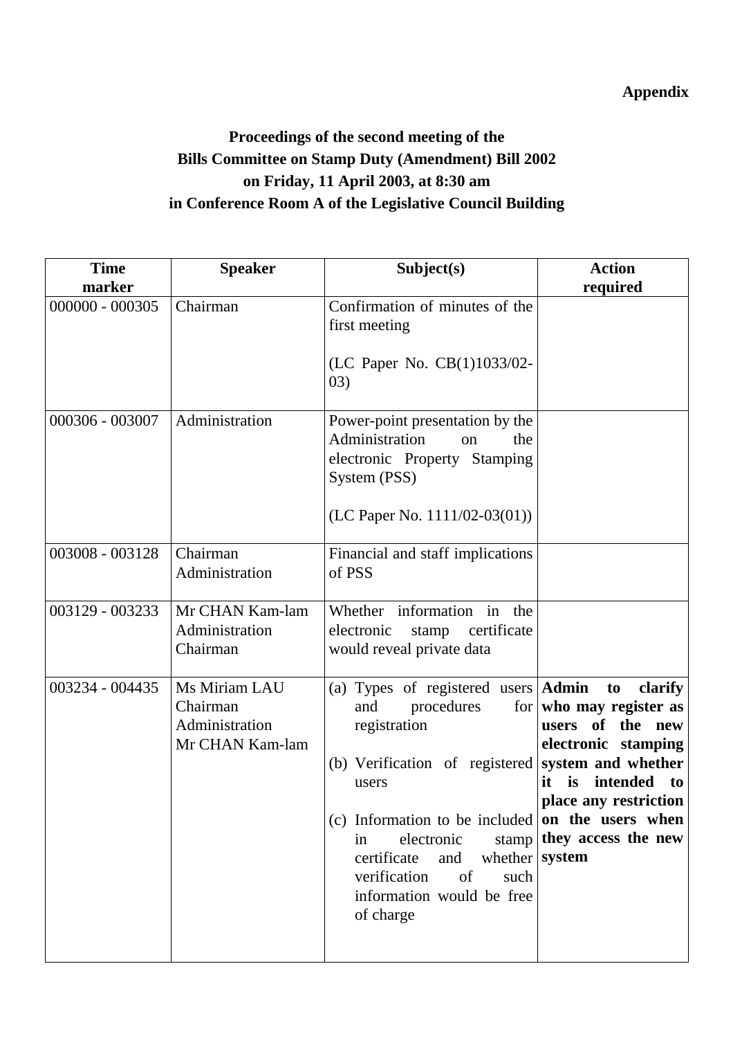**Appendix**

# Proceedings of the second meeting of the Bills Committee on Stamp Duty (Amendment) Bill 2002 on Friday, 11 April 2003, at 8:30 am in Conference Room A of the Legislative Council Building

| Time marker | Speaker | Subject(s) | Action required |
|---|---|---|---|
| 000000 - 000305 | Chairman | Confirmation of minutes of the first meeting<br><br>(LC Paper No. CB(1)1033/02-03) | |
| 000306 - 003007 | Administration | Power-point presentation by the Administration on the electronic Property Stamping System (PSS)<br><br>(LC Paper No. 1111/02-03(01)) | |
| 003008 - 003128 | Chairman<br>Administration | Financial and staff implications of PSS | |
| 003129 - 003233 | Mr CHAN Kam-lam<br>Administration<br>Chairman | Whether information in the electronic stamp certificate would reveal private data | |
| 003234 - 004435 | Ms Miriam LAU<br>Chairman<br>Administration<br>Mr CHAN Kam-lam | (a) Types of registered users and procedures for registration<br><br>(b) Verification of registered users<br><br>(c) Information to be included in electronic stamp certificate and whether verification of such information would be free of charge | **Admin to clarify who may register as users of the new electronic stamping system and whether it is intended to place any restriction on the users when they access the new system** |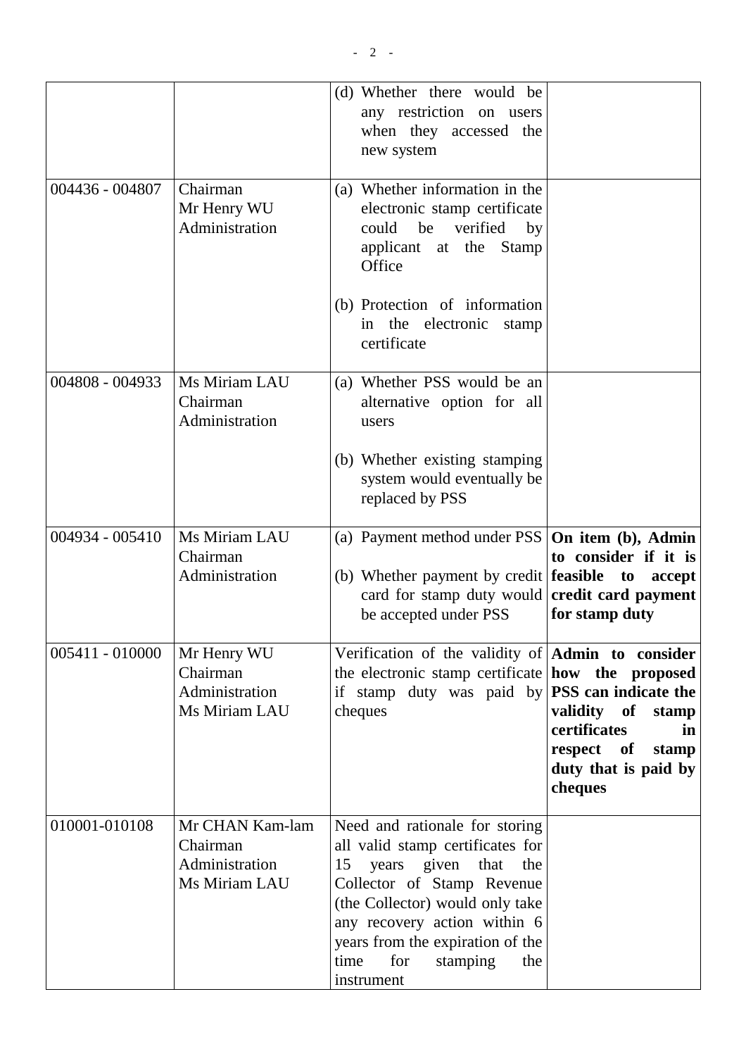| | | | |
|---|---|---|---|
| | | (d) Whether there would be any restriction on users when they accessed the new system | |
| 004436 - 004807 | Chairman<br>Mr Henry WU<br>Administration | (a) Whether information in the electronic stamp certificate could be verified by applicant at the Stamp Office<br><br>(b) Protection of information in the electronic stamp certificate | |
| 004808 - 004933 | Ms Miriam LAU<br>Chairman<br>Administration | (a) Whether PSS would be an alternative option for all users<br><br>(b) Whether existing stamping system would eventually be replaced by PSS | |
| 004934 - 005410 | Ms Miriam LAU<br>Chairman<br>Administration | (a) Payment method under PSS<br><br>(b) Whether payment by credit card for stamp duty would be accepted under PSS | **On item (b), Admin to consider if it is feasible to accept credit card payment for stamp duty** |
| 005411 - 010000 | Mr Henry WU<br>Chairman<br>Administration<br>Ms Miriam LAU | Verification of the validity of the electronic stamp certificate if stamp duty was paid by cheques | **Admin to consider how the proposed PSS can indicate the validity of stamp certificates in respect of stamp duty that is paid by cheques** |
| 010001-010108 | Mr CHAN Kam-lam<br>Chairman<br>Administration<br>Ms Miriam LAU | Need and rationale for storing all valid stamp certificates for 15 years given that the Collector of Stamp Revenue (the Collector) would only take any recovery action within 6 years from the expiration of the time for stamping the instrument | |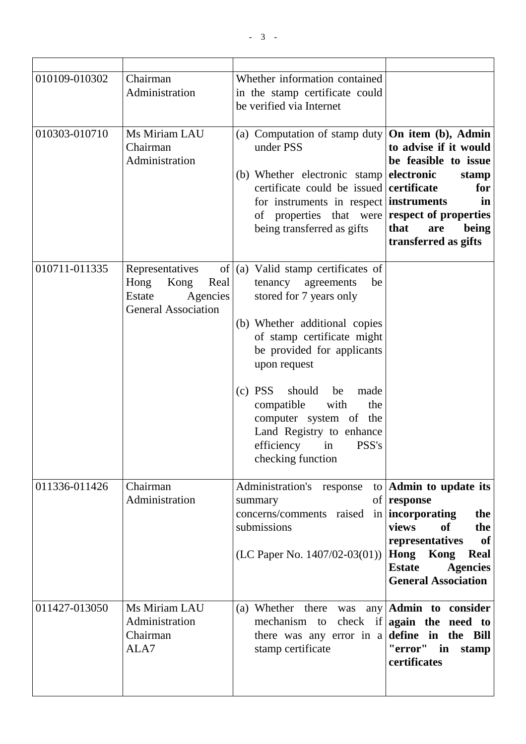| | | | |
|---|---|---|---|
| 010109-010302 | Chairman<br>Administration | Whether information contained in the stamp certificate could be verified via Internet | |
| 010303-010710 | Ms Miriam LAU<br>Chairman<br>Administration | (a) Computation of stamp duty under PSS<br><br>(b) Whether electronic stamp certificate could be issued for instruments in respect of properties that were being transferred as gifts | **On item (b), Admin to advise if it would be feasible to issue electronic stamp certificate for instruments in respect of properties that are being transferred as gifts** |
| 010711-011335 | Representatives of Hong Kong Real Estate Agencies General Association | (a) Valid stamp certificates of tenancy agreements be stored for 7 years only<br><br>(b) Whether additional copies of stamp certificate might be provided for applicants upon request<br><br>(c) PSS should be made compatible with the computer system of the Land Registry to enhance efficiency in PSS's checking function | |
| 011336-011426 | Chairman<br>Administration | Administration's response to summary of concerns/comments raised in submissions<br><br>(LC Paper No. 1407/02-03(01)) | **Admin to update its response incorporating the views of the representatives of Hong Kong Real Estate Agencies General Association** |
| 011427-013050 | Ms Miriam LAU<br>Administration<br>Chairman<br>ALA7 | (a) Whether there was any mechanism to check if there was any error in a stamp certificate | **Admin to consider again the need to define in the Bill "error" in stamp certificates** |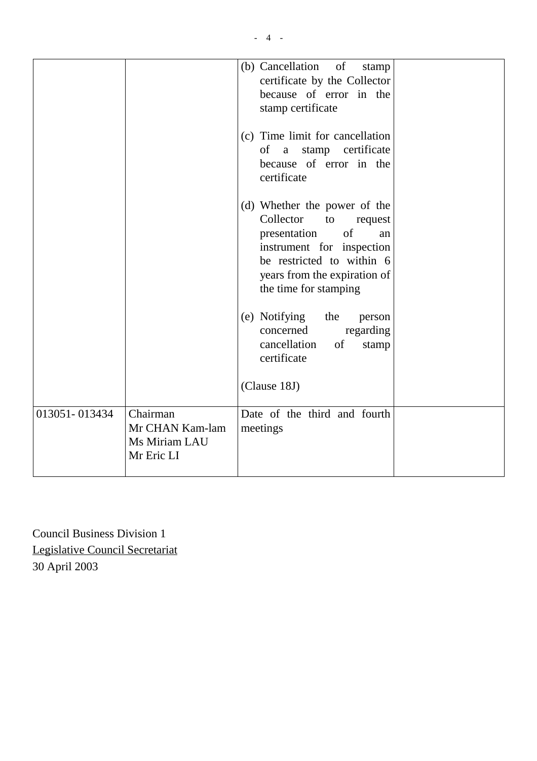| | | | |
|---|---|---|---|
| | | (b) Cancellation of stamp certificate by the Collector because of error in the stamp certificate<br><br>(c) Time limit for cancellation of a stamp certificate because of error in the certificate<br><br>(d) Whether the power of the Collector to request presentation of an instrument for inspection be restricted to within 6 years from the expiration of the time for stamping<br><br>(e) Notifying the person concerned regarding cancellation of stamp certificate<br><br>(Clause 18J) | |
| 013051- 013434 | Chairman<br>Mr CHAN Kam-lam<br>Ms Miriam LAU<br>Mr Eric LI | Date of the third and fourth meetings | |

Council Business Division 1
Legislative Council Secretariat
30 April 2003